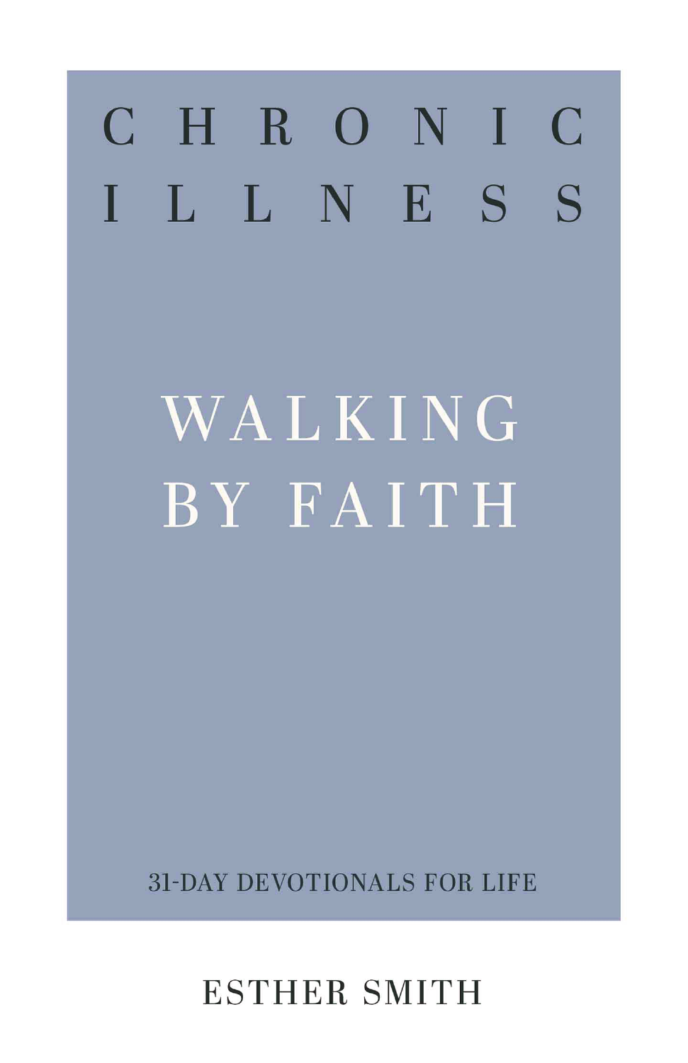# CHRONIC ILLNESS

## WALKING BY FAITH

31-DAY DEVOTIONALS FOR LIFE

ESTHER SMITH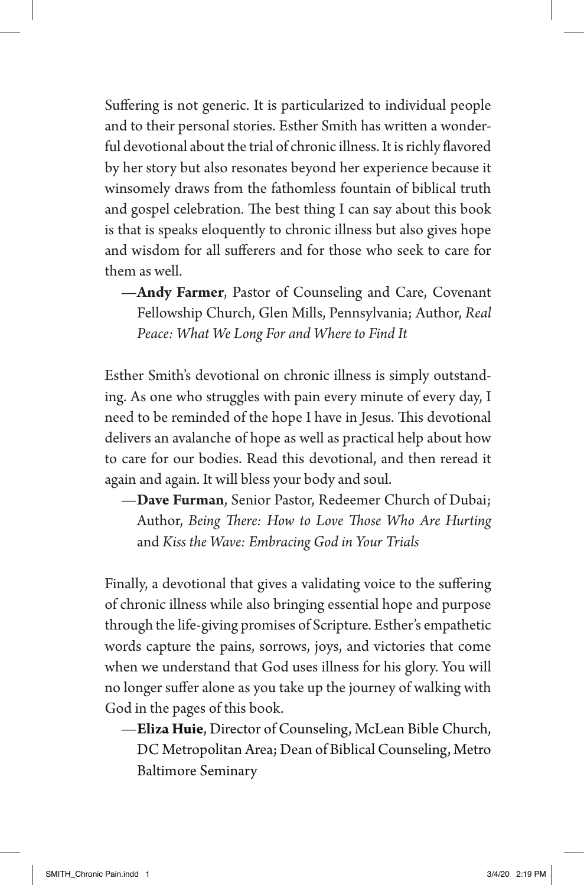Suffering is not generic. It is particularized to individual people and to their personal stories. Esther Smith has written a wonderful devotional about the trial of chronic illness. It is richly flavored by her story but also resonates beyond her experience because it winsomely draws from the fathomless fountain of biblical truth and gospel celebration. The best thing I can say about this book is that is speaks eloquently to chronic illness but also gives hope and wisdom for all sufferers and for those who seek to care for them as well.

—**Andy Farmer**, Pastor of Counseling and Care, Covenant Fellowship Church, Glen Mills, Pennsylvania; Author, *Real Peace: What We Long For and Where to Find It*

Esther Smith's devotional on chronic illness is simply outstanding. As one who struggles with pain every minute of every day, I need to be reminded of the hope I have in Jesus. This devotional delivers an avalanche of hope as well as practical help about how to care for our bodies. Read this devotional, and then reread it again and again. It will bless your body and soul.

—**Dave Furman**, Senior Pastor, Redeemer Church of Dubai; Author, *Being There: How to Love Those Who Are Hurting* and *Kiss the Wave: Embracing God in Your Trials*

Finally, a devotional that gives a validating voice to the suffering of chronic illness while also bringing essential hope and purpose through the life-giving promises of Scripture. Esther's empathetic words capture the pains, sorrows, joys, and victories that come when we understand that God uses illness for his glory. You will no longer suffer alone as you take up the journey of walking with God in the pages of this book.

—**Eliza Huie**, Director of Counseling, McLean Bible Church, DC Metropolitan Area; Dean of Biblical Counseling, Metro Baltimore Seminary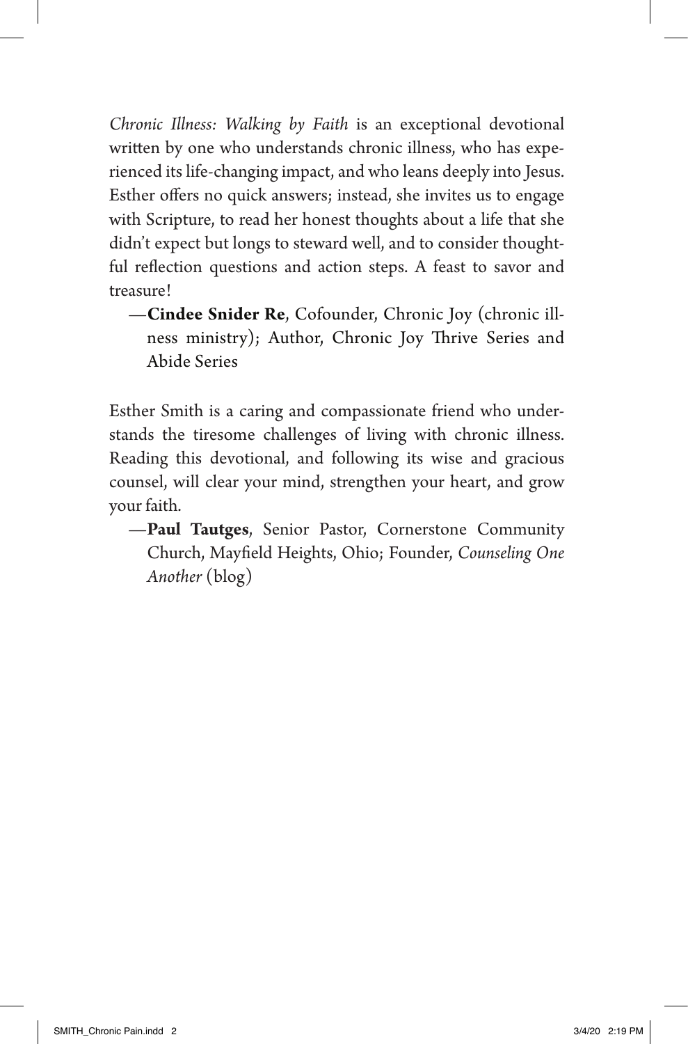*Chronic Illness: Walking by Faith* is an exceptional devotional written by one who understands chronic illness, who has experienced its life-changing impact, and who leans deeply into Jesus. Esther offers no quick answers; instead, she invites us to engage with Scripture, to read her honest thoughts about a life that she didn't expect but longs to steward well, and to consider thoughtful reflection questions and action steps. A feast to savor and treasure!

—**Cindee Snider Re**, Cofounder, Chronic Joy (chronic illness ministry); Author, Chronic Joy Thrive Series and Abide Series

Esther Smith is a caring and compassionate friend who understands the tiresome challenges of living with chronic illness. Reading this devotional, and following its wise and gracious counsel, will clear your mind, strengthen your heart, and grow your faith.

—**Paul Tautges**, Senior Pastor, Cornerstone Community Church, Mayfield Heights, Ohio; Founder, *Counseling One Another* (blog)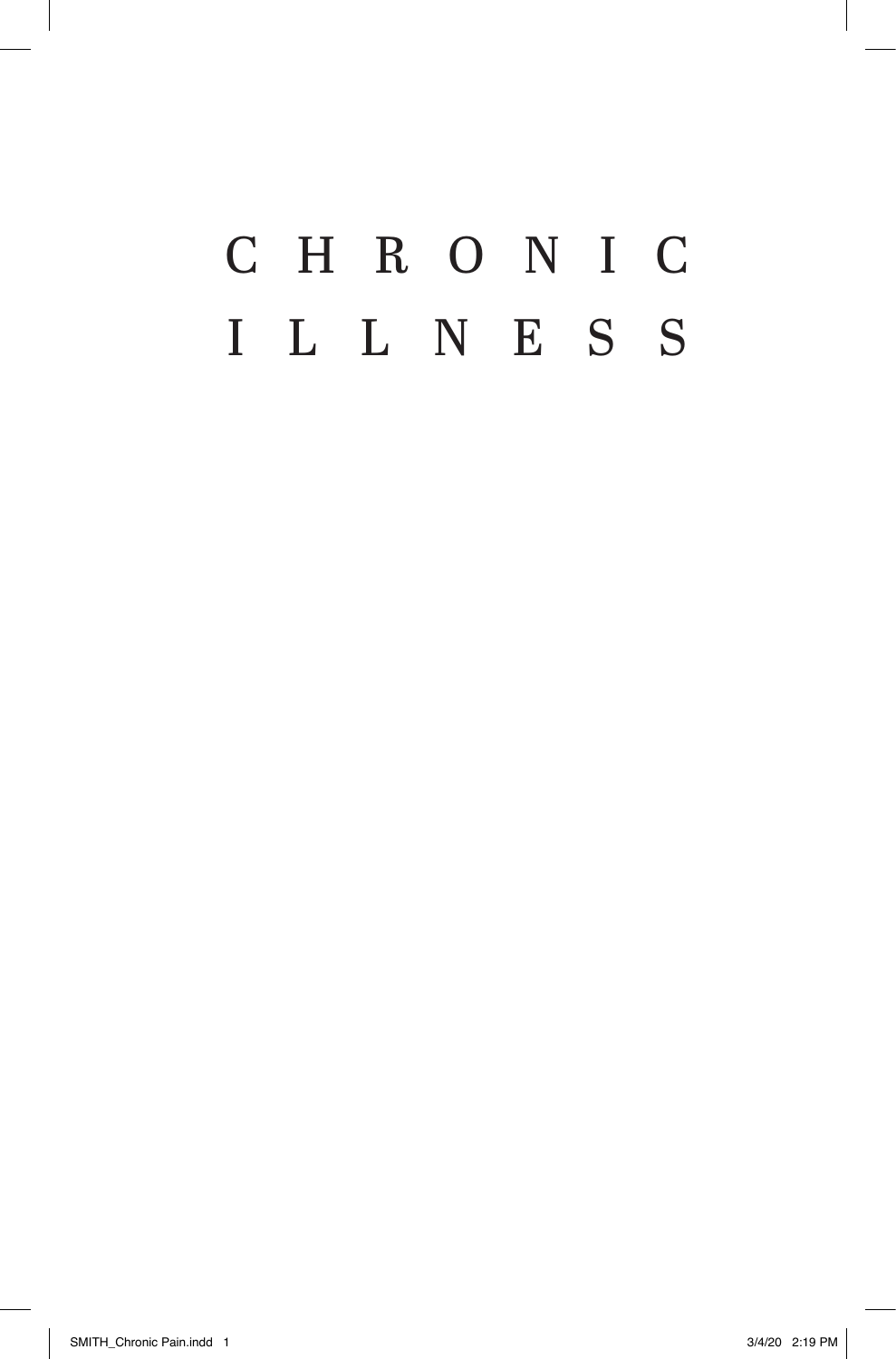# CHRONIC ILLNESS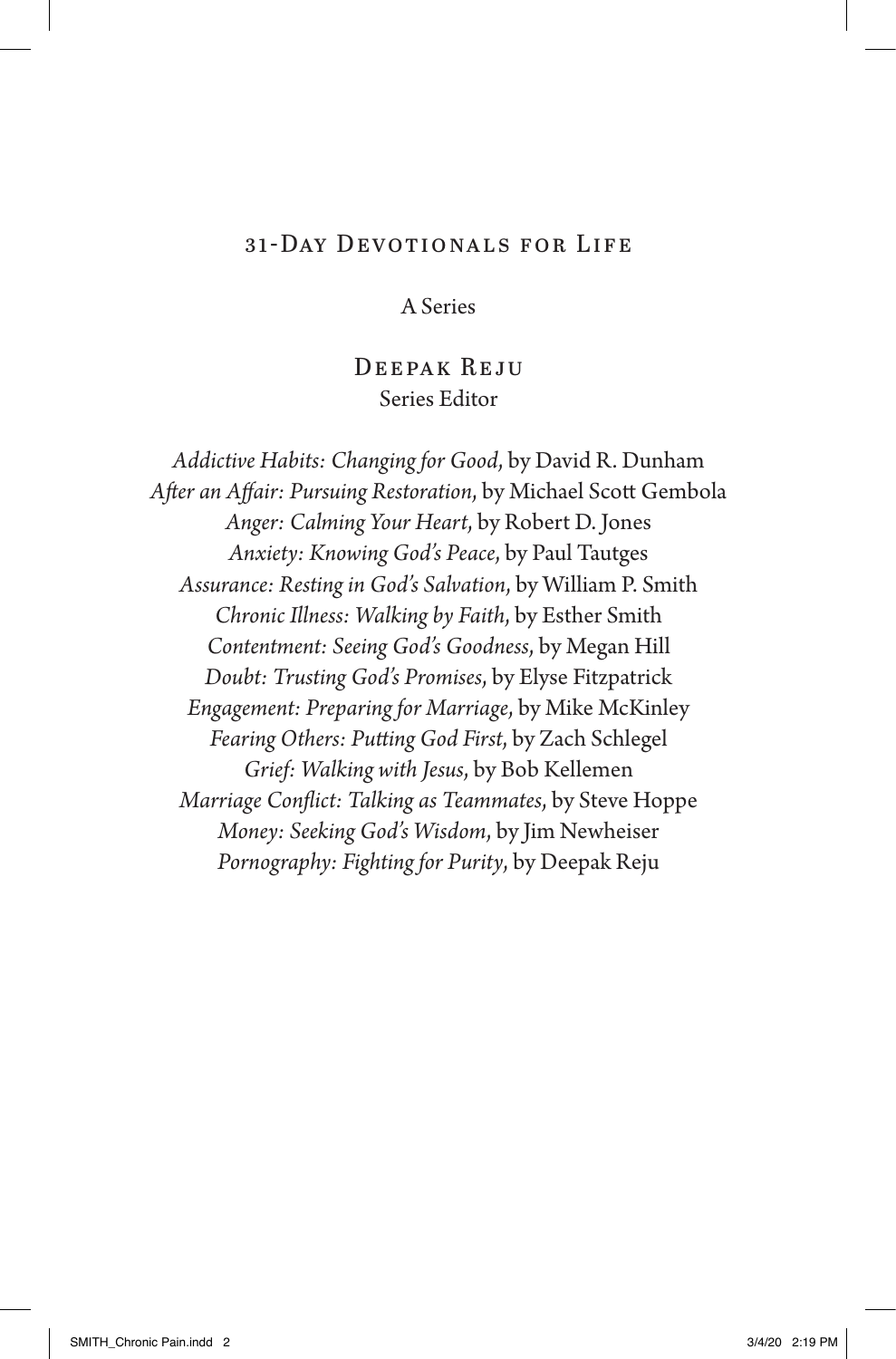## 31-Day Devotionals for Life

A Series

### Deepak Reju
Series Editor

*Addictive Habits: Changing for Good*, by David R. Dunham
*After an Affair: Pursuing Restoration*, by Michael Scott Gembola
*Anger: Calming Your Heart*, by Robert D. Jones
*Anxiety: Knowing God's Peace*, by Paul Tautges
*Assurance: Resting in God's Salvation*, by William P. Smith
*Chronic Illness: Walking by Faith*, by Esther Smith
*Contentment: Seeing God's Goodness*, by Megan Hill
*Doubt: Trusting God's Promises*, by Elyse Fitzpatrick
*Engagement: Preparing for Marriage*, by Mike McKinley
*Fearing Others: Putting God First*, by Zach Schlegel
*Grief: Walking with Jesus*, by Bob Kellemen
*Marriage Conflict: Talking as Teammates*, by Steve Hoppe
*Money: Seeking God's Wisdom*, by Jim Newheiser
*Pornography: Fighting for Purity*, by Deepak Reju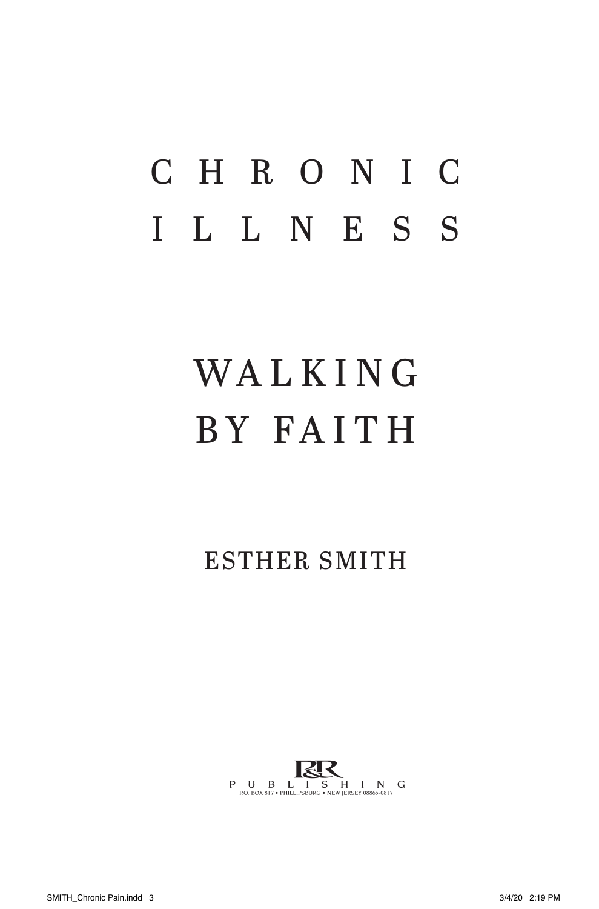# CHRONIC ILLNESS

## WALKING BY FAITH

ESTHER SMITH

P&R PUBLISHING
P.O. BOX 817 • PHILLIPSBURG • NEW JERSEY 08865-0817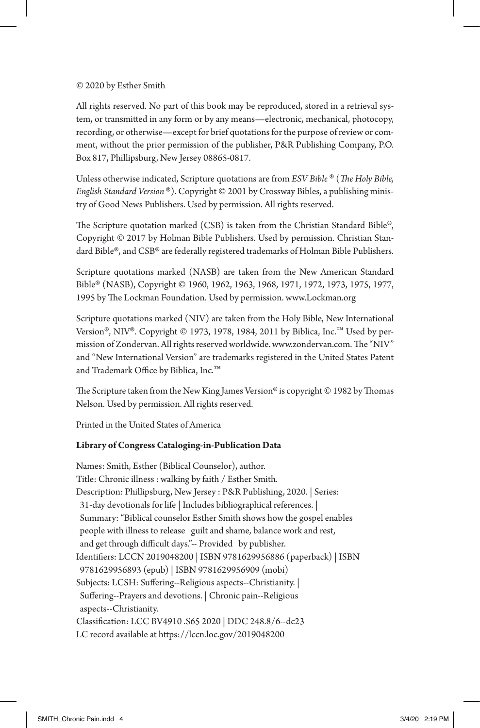© 2020 by Esther Smith

All rights reserved. No part of this book may be reproduced, stored in a retrieval system, or transmitted in any form or by any means—electronic, mechanical, photocopy, recording, or otherwise—except for brief quotations for the purpose of review or comment, without the prior permission of the publisher, P&R Publishing Company, P.O. Box 817, Phillipsburg, New Jersey 08865-0817.

Unless otherwise indicated, Scripture quotations are from *ESV Bible ®* (*The Holy Bible, English Standard Version ®*). Copyright © 2001 by Crossway Bibles, a publishing ministry of Good News Publishers. Used by permission. All rights reserved.

The Scripture quotation marked (CSB) is taken from the Christian Standard Bible®, Copyright © 2017 by Holman Bible Publishers. Used by permission. Christian Standard Bible®, and CSB® are federally registered trademarks of Holman Bible Publishers.

Scripture quotations marked (NASB) are taken from the New American Standard Bible® (NASB), Copyright © 1960, 1962, 1963, 1968, 1971, 1972, 1973, 1975, 1977, 1995 by The Lockman Foundation. Used by permission. www.Lockman.org

Scripture quotations marked (NIV) are taken from the Holy Bible, New International Version®, NIV®. Copyright © 1973, 1978, 1984, 2011 by Biblica, Inc.™ Used by permission of Zondervan. All rights reserved worldwide. www.zondervan.com. The "NIV" and "New International Version" are trademarks registered in the United States Patent and Trademark Office by Biblica, Inc.™

The Scripture taken from the New King James Version® is copyright © 1982 by Thomas Nelson. Used by permission. All rights reserved.

Printed in the United States of America

**Library of Congress Cataloging-in-Publication Data**

Names: Smith, Esther (Biblical Counselor), author.
Title: Chronic illness : walking by faith / Esther Smith.
Description: Phillipsburg, New Jersey : P&R Publishing, 2020. | Series: 31-day devotionals for life | Includes bibliographical references. | Summary: "Biblical counselor Esther Smith shows how the gospel enables people with illness to release guilt and shame, balance work and rest, and get through difficult days."-- Provided by publisher.
Identifiers: LCCN 2019048200 | ISBN 9781629956886 (paperback) | ISBN 9781629956893 (epub) | ISBN 9781629956909 (mobi)
Subjects: LCSH: Suffering--Religious aspects--Christianity. | Suffering--Prayers and devotions. | Chronic pain--Religious aspects--Christianity.
Classification: LCC BV4910 .S65 2020 | DDC 248.8/6--dc23
LC record available at https://lccn.loc.gov/2019048200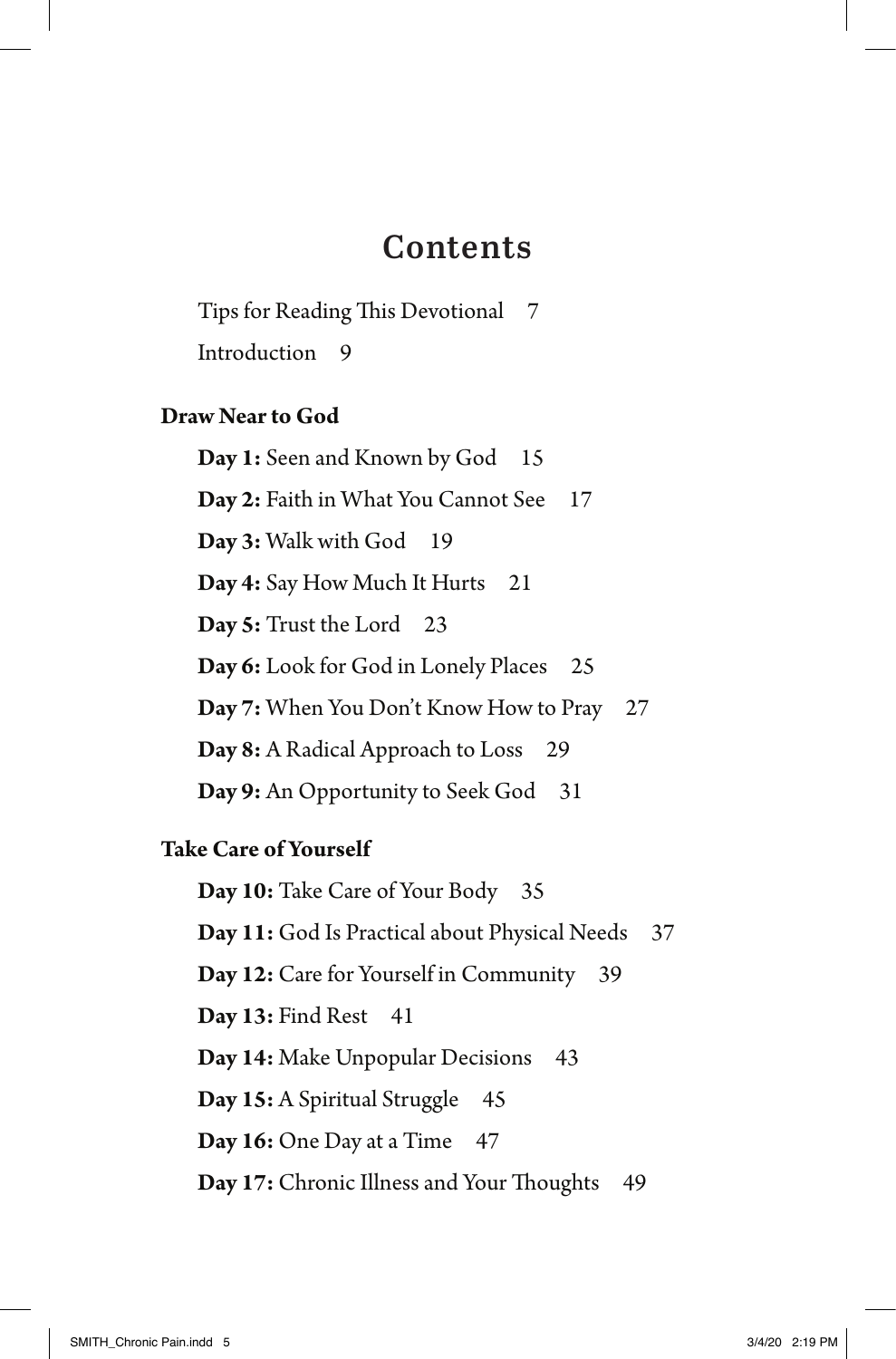# Contents

Tips for Reading This Devotional 7

Introduction 9

**Draw Near to God**

**Day 1:** Seen and Known by God 15

**Day 2:** Faith in What You Cannot See 17

**Day 3:** Walk with God 19

**Day 4:** Say How Much It Hurts 21

**Day 5:** Trust the Lord 23

**Day 6:** Look for God in Lonely Places 25

**Day 7:** When You Don't Know How to Pray 27

**Day 8:** A Radical Approach to Loss 29

**Day 9:** An Opportunity to Seek God 31

**Take Care of Yourself**

**Day 10:** Take Care of Your Body 35

**Day 11:** God Is Practical about Physical Needs 37

**Day 12:** Care for Yourself in Community 39

**Day 13:** Find Rest 41

**Day 14:** Make Unpopular Decisions 43

**Day 15:** A Spiritual Struggle 45

**Day 16:** One Day at a Time 47

**Day 17:** Chronic Illness and Your Thoughts 49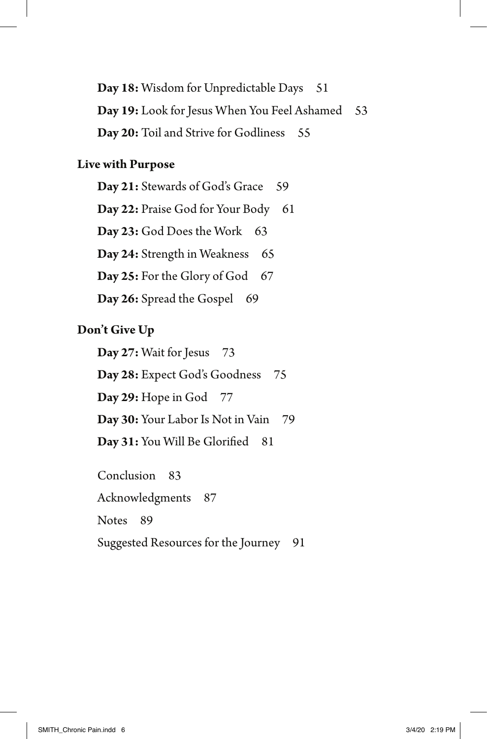**Day 18:** Wisdom for Unpredictable Days 51

**Day 19:** Look for Jesus When You Feel Ashamed 53

**Day 20:** Toil and Strive for Godliness 55

**Live with Purpose**

**Day 21:** Stewards of God's Grace 59

**Day 22:** Praise God for Your Body 61

**Day 23:** God Does the Work 63

**Day 24:** Strength in Weakness 65

**Day 25:** For the Glory of God 67

**Day 26:** Spread the Gospel 69

**Don't Give Up**

**Day 27:** Wait for Jesus 73

**Day 28:** Expect God's Goodness 75

**Day 29:** Hope in God 77

**Day 30:** Your Labor Is Not in Vain 79

**Day 31:** You Will Be Glorified 81

Conclusion 83

Acknowledgments 87

Notes 89

Suggested Resources for the Journey 91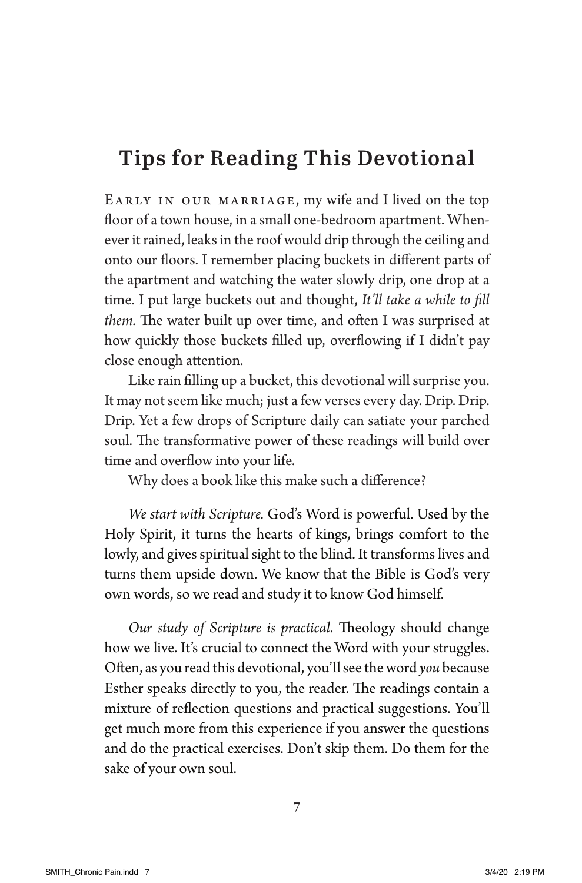# Tips for Reading This Devotional

Early in our marriage, my wife and I lived on the top floor of a town house, in a small one-bedroom apartment. Whenever it rained, leaks in the roof would drip through the ceiling and onto our floors. I remember placing buckets in different parts of the apartment and watching the water slowly drip, one drop at a time. I put large buckets out and thought, *It'll take a while to fill them.* The water built up over time, and often I was surprised at how quickly those buckets filled up, overflowing if I didn't pay close enough attention.

Like rain filling up a bucket, this devotional will surprise you. It may not seem like much; just a few verses every day. Drip. Drip. Drip. Yet a few drops of Scripture daily can satiate your parched soul. The transformative power of these readings will build over time and overflow into your life.

Why does a book like this make such a difference?

*We start with Scripture.* God's Word is powerful. Used by the Holy Spirit, it turns the hearts of kings, brings comfort to the lowly, and gives spiritual sight to the blind. It transforms lives and turns them upside down. We know that the Bible is God's very own words, so we read and study it to know God himself.

*Our study of Scripture is practical*. Theology should change how we live. It's crucial to connect the Word with your struggles. Often, as you read this devotional, you'll see the word *you* because Esther speaks directly to you, the reader. The readings contain a mixture of reflection questions and practical suggestions. You'll get much more from this experience if you answer the questions and do the practical exercises. Don't skip them. Do them for the sake of your own soul.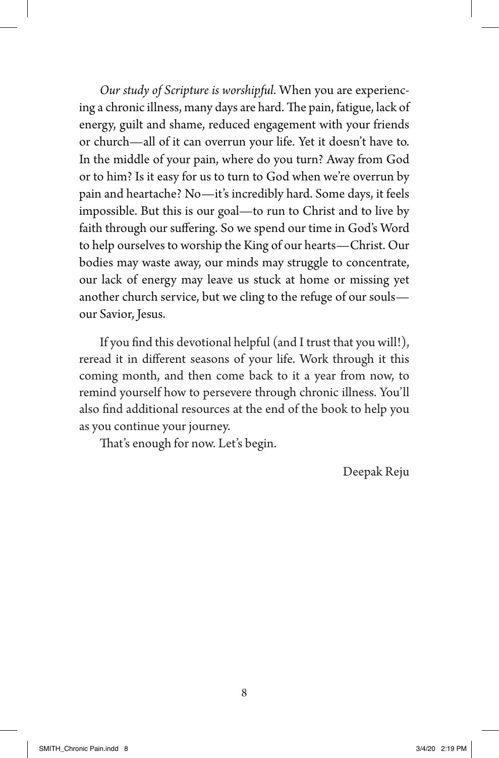*Our study of Scripture is worshipful*. When you are experiencing a chronic illness, many days are hard. The pain, fatigue, lack of energy, guilt and shame, reduced engagement with your friends or church—all of it can overrun your life. Yet it doesn't have to. In the middle of your pain, where do you turn? Away from God or to him? Is it easy for us to turn to God when we're overrun by pain and heartache? No—it's incredibly hard. Some days, it feels impossible. But this is our goal—to run to Christ and to live by faith through our suffering. So we spend our time in God's Word to help ourselves to worship the King of our hearts—Christ. Our bodies may waste away, our minds may struggle to concentrate, our lack of energy may leave us stuck at home or missing yet another church service, but we cling to the refuge of our souls—our Savior, Jesus.

If you find this devotional helpful (and I trust that you will!), reread it in different seasons of your life. Work through it this coming month, and then come back to it a year from now, to remind yourself how to persevere through chronic illness. You'll also find additional resources at the end of the book to help you as you continue your journey.

That's enough for now. Let's begin.

Deepak Reju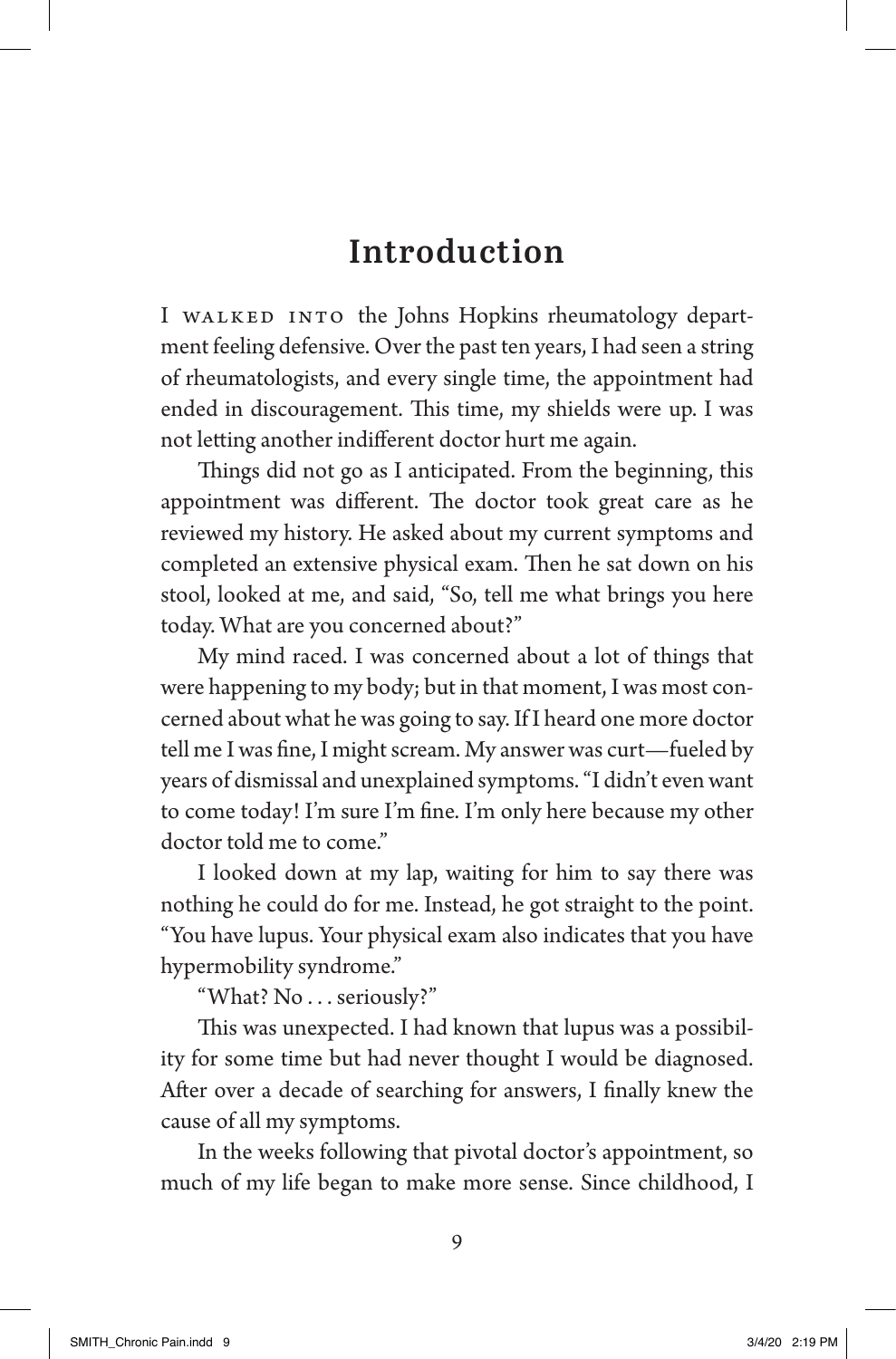# Introduction

I WALKED INTO the Johns Hopkins rheumatology department feeling defensive. Over the past ten years, I had seen a string of rheumatologists, and every single time, the appointment had ended in discouragement. This time, my shields were up. I was not letting another indifferent doctor hurt me again.

Things did not go as I anticipated. From the beginning, this appointment was different. The doctor took great care as he reviewed my history. He asked about my current symptoms and completed an extensive physical exam. Then he sat down on his stool, looked at me, and said, "So, tell me what brings you here today. What are you concerned about?"

My mind raced. I was concerned about a lot of things that were happening to my body; but in that moment, I was most concerned about what he was going to say. If I heard one more doctor tell me I was fine, I might scream. My answer was curt—fueled by years of dismissal and unexplained symptoms. "I didn't even want to come today! I'm sure I'm fine. I'm only here because my other doctor told me to come."

I looked down at my lap, waiting for him to say there was nothing he could do for me. Instead, he got straight to the point. "You have lupus. Your physical exam also indicates that you have hypermobility syndrome."

"What? No . . . seriously?"

This was unexpected. I had known that lupus was a possibility for some time but had never thought I would be diagnosed. After over a decade of searching for answers, I finally knew the cause of all my symptoms.

In the weeks following that pivotal doctor's appointment, so much of my life began to make more sense. Since childhood, I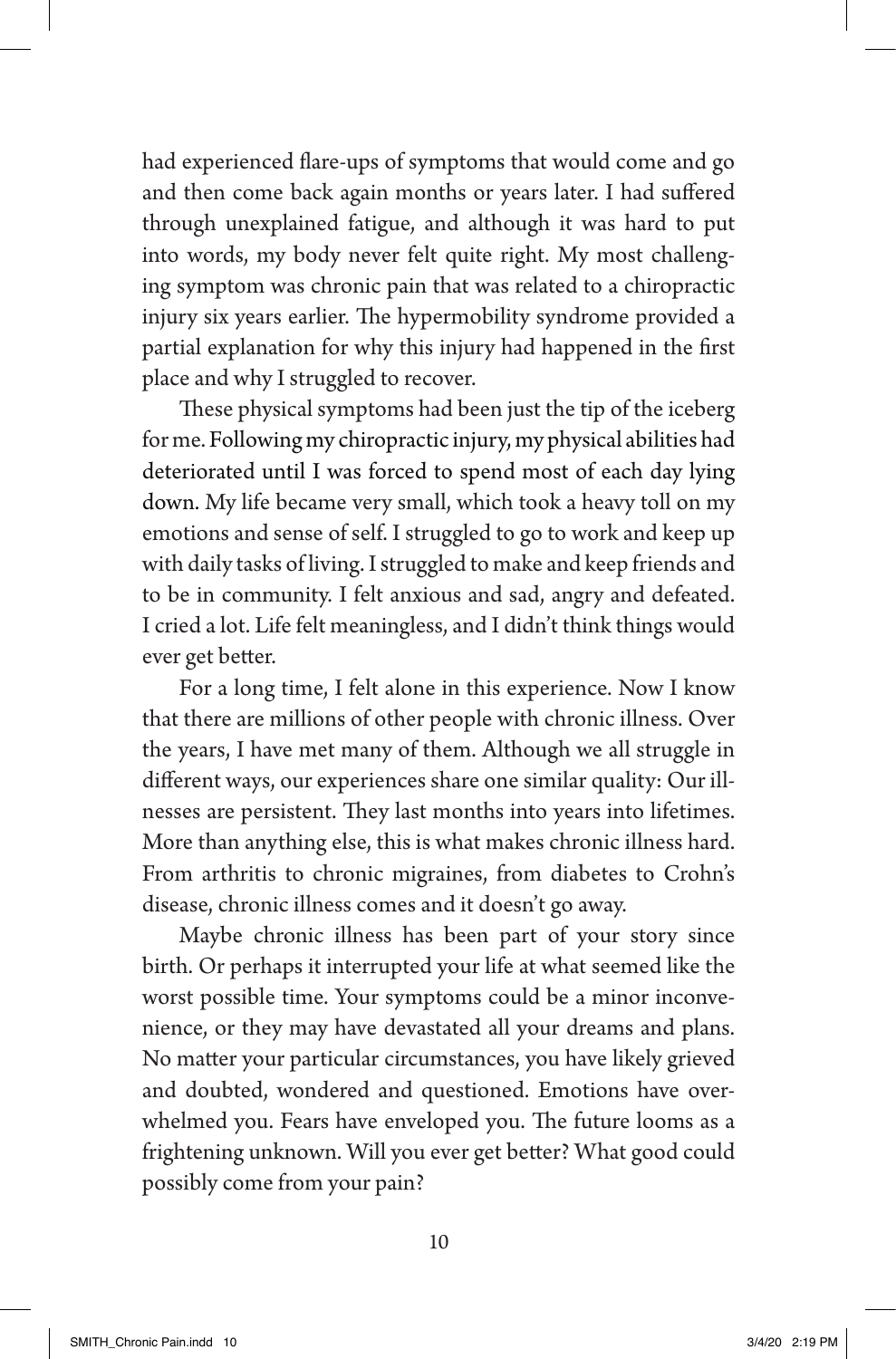had experienced flare-ups of symptoms that would come and go and then come back again months or years later. I had suffered through unexplained fatigue, and although it was hard to put into words, my body never felt quite right. My most challenging symptom was chronic pain that was related to a chiropractic injury six years earlier. The hypermobility syndrome provided a partial explanation for why this injury had happened in the first place and why I struggled to recover.

These physical symptoms had been just the tip of the iceberg for me. Following my chiropractic injury, my physical abilities had deteriorated until I was forced to spend most of each day lying down. My life became very small, which took a heavy toll on my emotions and sense of self. I struggled to go to work and keep up with daily tasks of living. I struggled to make and keep friends and to be in community. I felt anxious and sad, angry and defeated. I cried a lot. Life felt meaningless, and I didn't think things would ever get better.

For a long time, I felt alone in this experience. Now I know that there are millions of other people with chronic illness. Over the years, I have met many of them. Although we all struggle in different ways, our experiences share one similar quality: Our illnesses are persistent. They last months into years into lifetimes. More than anything else, this is what makes chronic illness hard. From arthritis to chronic migraines, from diabetes to Crohn's disease, chronic illness comes and it doesn't go away.

Maybe chronic illness has been part of your story since birth. Or perhaps it interrupted your life at what seemed like the worst possible time. Your symptoms could be a minor inconvenience, or they may have devastated all your dreams and plans. No matter your particular circumstances, you have likely grieved and doubted, wondered and questioned. Emotions have overwhelmed you. Fears have enveloped you. The future looms as a frightening unknown. Will you ever get better? What good could possibly come from your pain?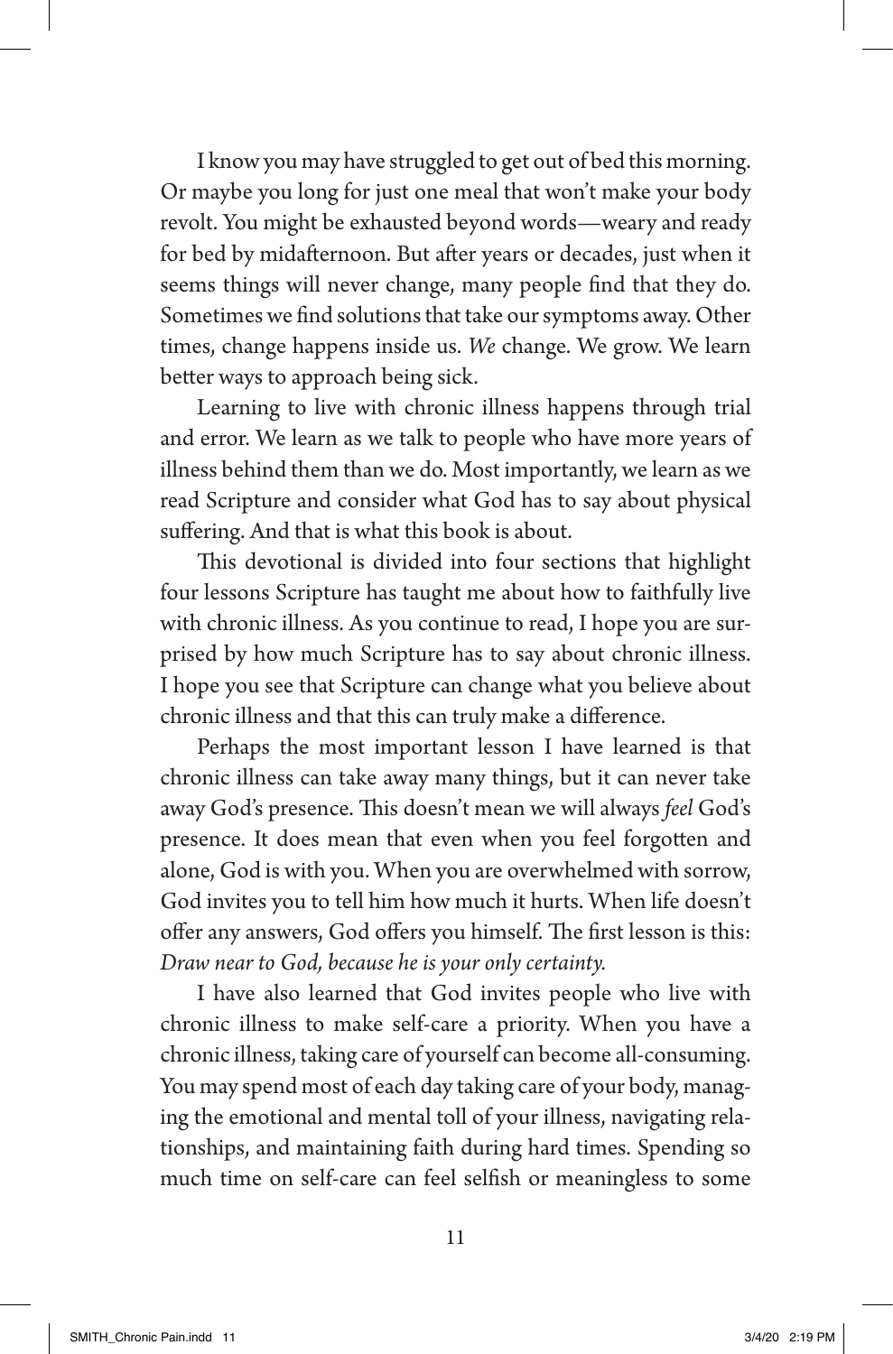I know you may have struggled to get out of bed this morning. Or maybe you long for just one meal that won't make your body revolt. You might be exhausted beyond words—weary and ready for bed by midafternoon. But after years or decades, just when it seems things will never change, many people find that they do. Sometimes we find solutions that take our symptoms away. Other times, change happens inside us. *We* change. We grow. We learn better ways to approach being sick.

Learning to live with chronic illness happens through trial and error. We learn as we talk to people who have more years of illness behind them than we do. Most importantly, we learn as we read Scripture and consider what God has to say about physical suffering. And that is what this book is about.

This devotional is divided into four sections that highlight four lessons Scripture has taught me about how to faithfully live with chronic illness. As you continue to read, I hope you are surprised by how much Scripture has to say about chronic illness. I hope you see that Scripture can change what you believe about chronic illness and that this can truly make a difference.

Perhaps the most important lesson I have learned is that chronic illness can take away many things, but it can never take away God's presence. This doesn't mean we will always *feel* God's presence. It does mean that even when you feel forgotten and alone, God is with you. When you are overwhelmed with sorrow, God invites you to tell him how much it hurts. When life doesn't offer any answers, God offers you himself. The first lesson is this: *Draw near to God, because he is your only certainty.*

I have also learned that God invites people who live with chronic illness to make self-care a priority. When you have a chronic illness, taking care of yourself can become all-consuming. You may spend most of each day taking care of your body, managing the emotional and mental toll of your illness, navigating relationships, and maintaining faith during hard times. Spending so much time on self-care can feel selfish or meaningless to some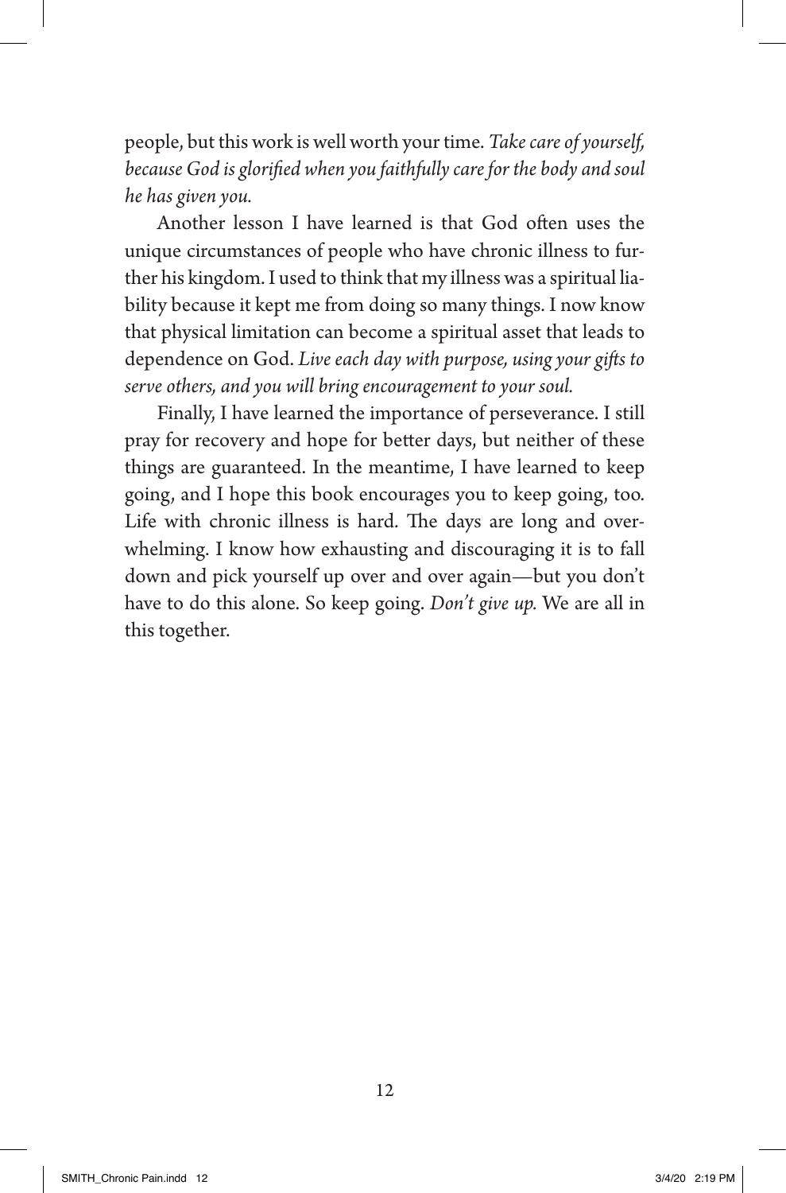people, but this work is well worth your time. *Take care of yourself, because God is glorified when you faithfully care for the body and soul he has given you.*

Another lesson I have learned is that God often uses the unique circumstances of people who have chronic illness to further his kingdom. I used to think that my illness was a spiritual liability because it kept me from doing so many things. I now know that physical limitation can become a spiritual asset that leads to dependence on God. *Live each day with purpose, using your gifts to serve others, and you will bring encouragement to your soul.*

Finally, I have learned the importance of perseverance. I still pray for recovery and hope for better days, but neither of these things are guaranteed. In the meantime, I have learned to keep going, and I hope this book encourages you to keep going, too. Life with chronic illness is hard. The days are long and overwhelming. I know how exhausting and discouraging it is to fall down and pick yourself up over and over again—but you don't have to do this alone. So keep going. *Don't give up.* We are all in this together.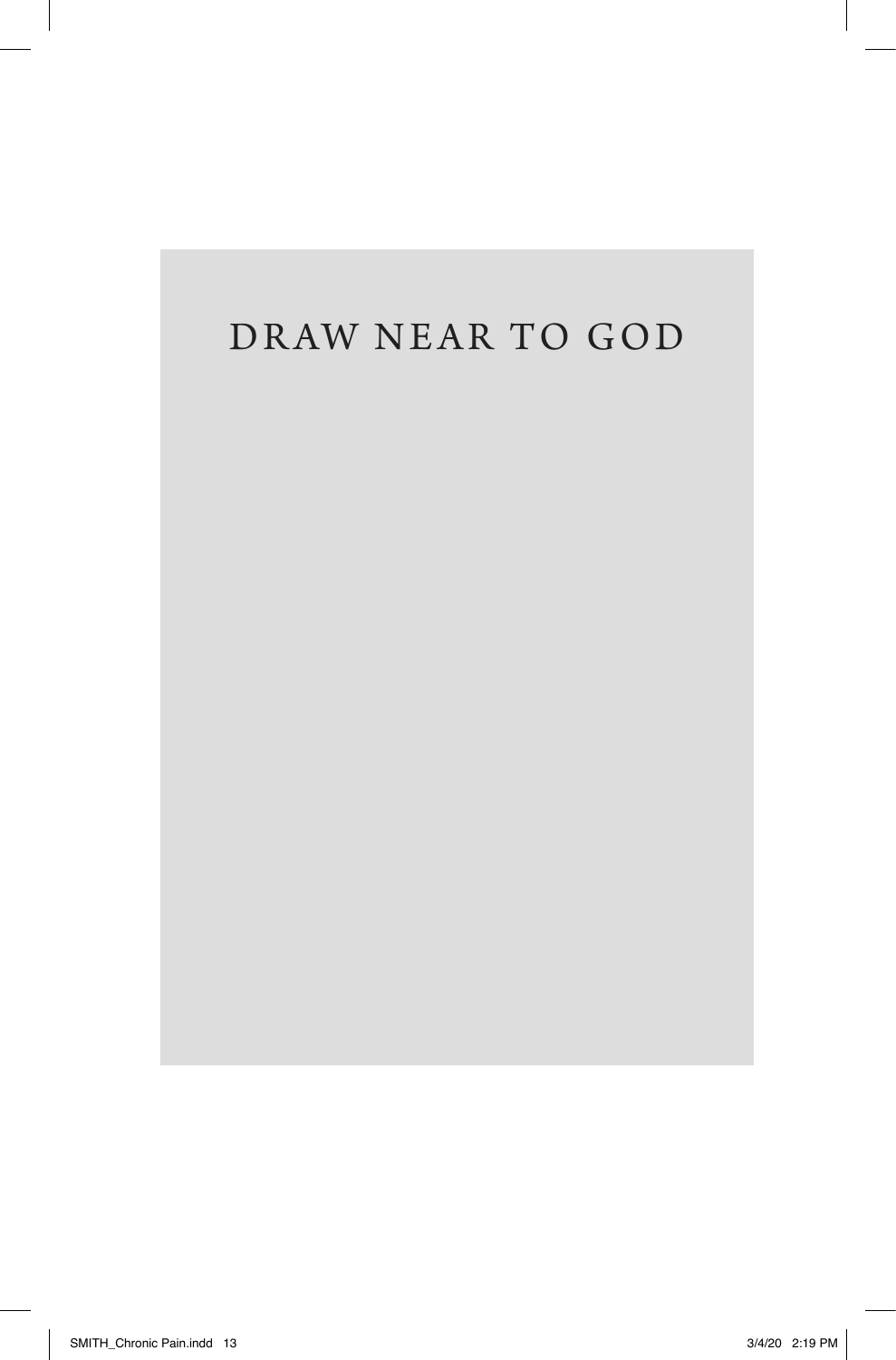# DRAW NEAR TO GOD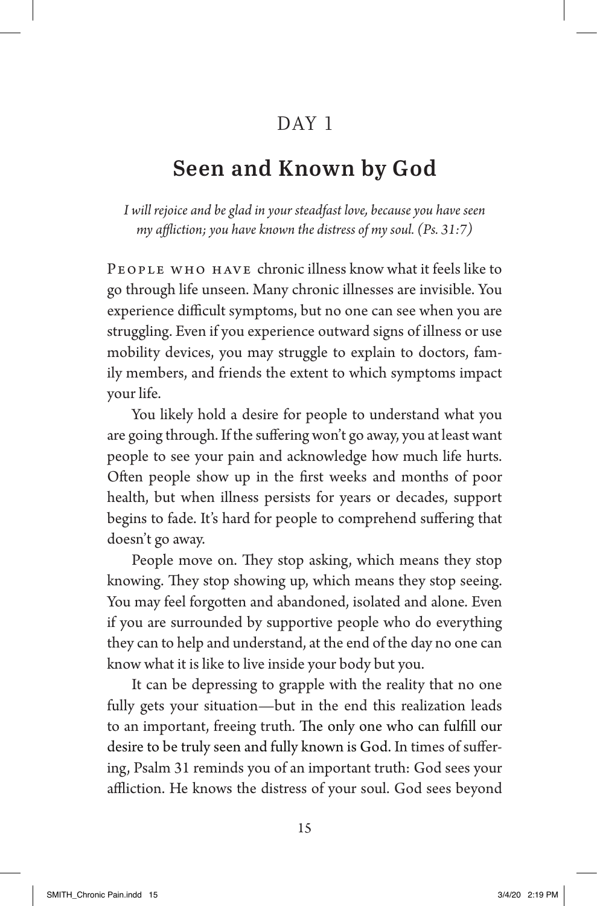# DAY 1

## Seen and Known by God

*I will rejoice and be glad in your steadfast love, because you have seen my affliction; you have known the distress of my soul. (Ps. 31:7)*

People who have chronic illness know what it feels like to go through life unseen. Many chronic illnesses are invisible. You experience difficult symptoms, but no one can see when you are struggling. Even if you experience outward signs of illness or use mobility devices, you may struggle to explain to doctors, family members, and friends the extent to which symptoms impact your life.

You likely hold a desire for people to understand what you are going through. If the suffering won't go away, you at least want people to see your pain and acknowledge how much life hurts. Often people show up in the first weeks and months of poor health, but when illness persists for years or decades, support begins to fade. It's hard for people to comprehend suffering that doesn't go away.

People move on. They stop asking, which means they stop knowing. They stop showing up, which means they stop seeing. You may feel forgotten and abandoned, isolated and alone. Even if you are surrounded by supportive people who do everything they can to help and understand, at the end of the day no one can know what it is like to live inside your body but you.

It can be depressing to grapple with the reality that no one fully gets your situation—but in the end this realization leads to an important, freeing truth. The only one who can fulfill our desire to be truly seen and fully known is God. In times of suffering, Psalm 31 reminds you of an important truth: God sees your affliction. He knows the distress of your soul. God sees beyond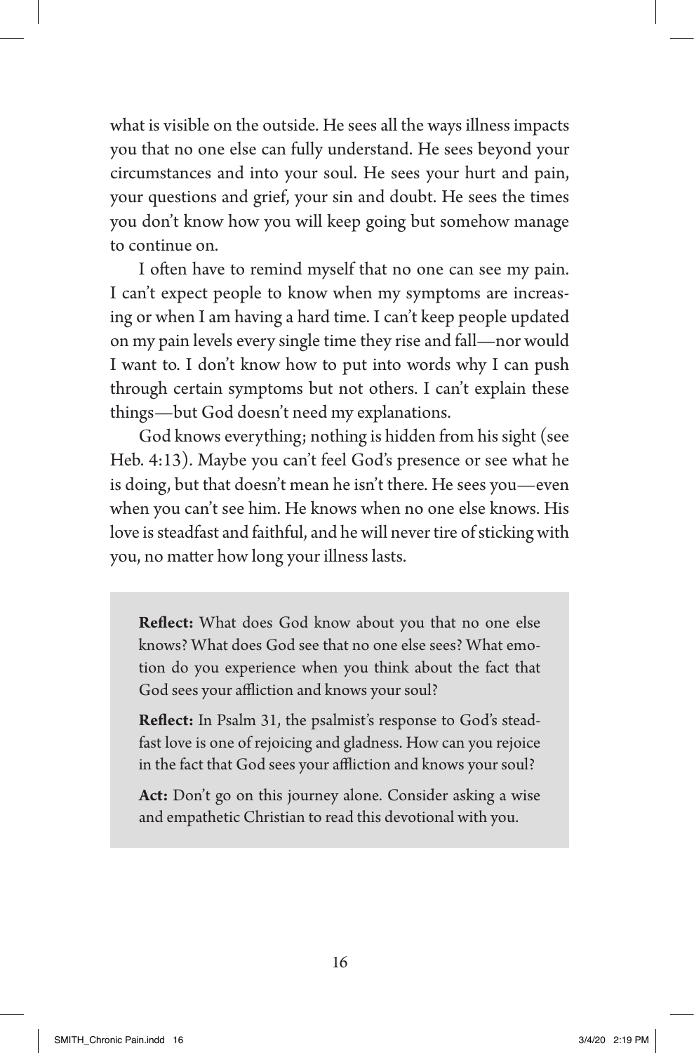what is visible on the outside. He sees all the ways illness impacts you that no one else can fully understand. He sees beyond your circumstances and into your soul. He sees your hurt and pain, your questions and grief, your sin and doubt. He sees the times you don't know how you will keep going but somehow manage to continue on.

I often have to remind myself that no one can see my pain. I can't expect people to know when my symptoms are increasing or when I am having a hard time. I can't keep people updated on my pain levels every single time they rise and fall—nor would I want to. I don't know how to put into words why I can push through certain symptoms but not others. I can't explain these things—but God doesn't need my explanations.

God knows everything; nothing is hidden from his sight (see Heb. 4:13). Maybe you can't feel God's presence or see what he is doing, but that doesn't mean he isn't there. He sees you—even when you can't see him. He knows when no one else knows. His love is steadfast and faithful, and he will never tire of sticking with you, no matter how long your illness lasts.

**Reflect:** What does God know about you that no one else knows? What does God see that no one else sees? What emotion do you experience when you think about the fact that God sees your affliction and knows your soul?

**Reflect:** In Psalm 31, the psalmist's response to God's steadfast love is one of rejoicing and gladness. How can you rejoice in the fact that God sees your affliction and knows your soul?

**Act:** Don't go on this journey alone. Consider asking a wise and empathetic Christian to read this devotional with you.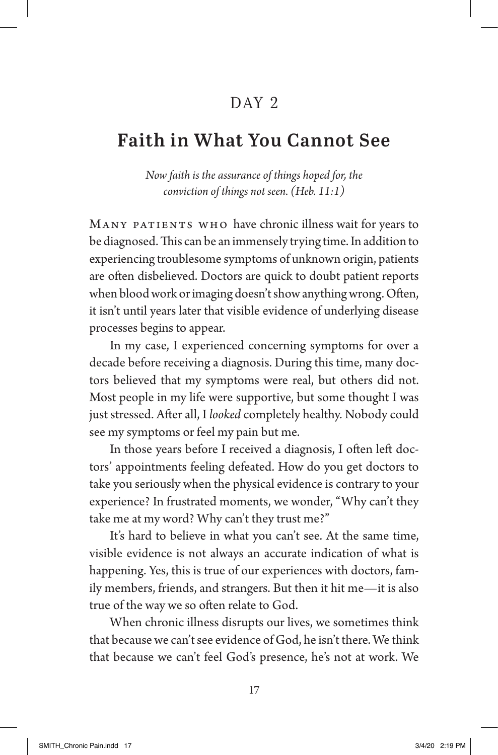# DAY 2

## Faith in What You Cannot See

*Now faith is the assurance of things hoped for, the conviction of things not seen. (Heb. 11:1)*

Many patients who have chronic illness wait for years to be diagnosed. This can be an immensely trying time. In addition to experiencing troublesome symptoms of unknown origin, patients are often disbelieved. Doctors are quick to doubt patient reports when blood work or imaging doesn't show anything wrong. Often, it isn't until years later that visible evidence of underlying disease processes begins to appear.

In my case, I experienced concerning symptoms for over a decade before receiving a diagnosis. During this time, many doctors believed that my symptoms were real, but others did not. Most people in my life were supportive, but some thought I was just stressed. After all, I *looked* completely healthy. Nobody could see my symptoms or feel my pain but me.

In those years before I received a diagnosis, I often left doctors' appointments feeling defeated. How do you get doctors to take you seriously when the physical evidence is contrary to your experience? In frustrated moments, we wonder, "Why can't they take me at my word? Why can't they trust me?"

It's hard to believe in what you can't see. At the same time, visible evidence is not always an accurate indication of what is happening. Yes, this is true of our experiences with doctors, family members, friends, and strangers. But then it hit me—it is also true of the way we so often relate to God.

When chronic illness disrupts our lives, we sometimes think that because we can't see evidence of God, he isn't there. We think that because we can't feel God's presence, he's not at work. We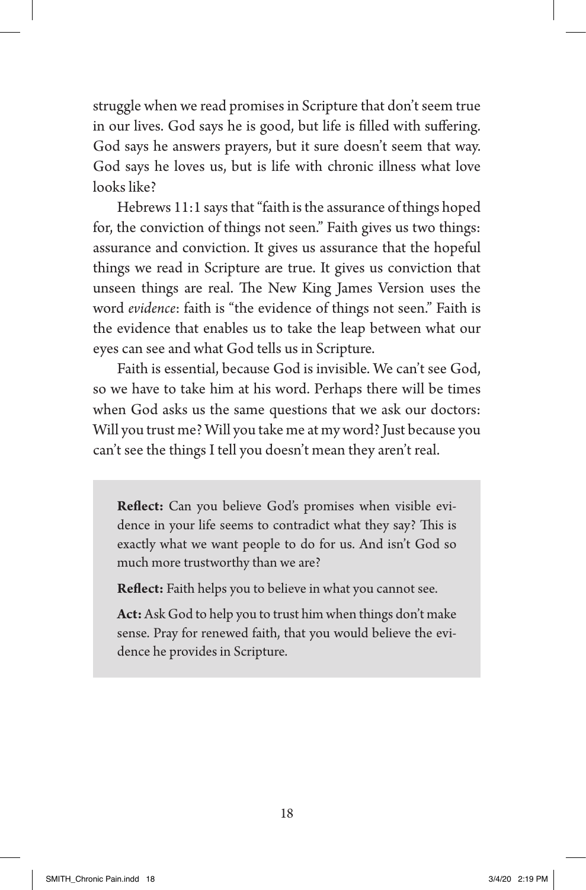struggle when we read promises in Scripture that don't seem true in our lives. God says he is good, but life is filled with suffering. God says he answers prayers, but it sure doesn't seem that way. God says he loves us, but is life with chronic illness what love looks like?

Hebrews 11:1 says that "faith is the assurance of things hoped for, the conviction of things not seen." Faith gives us two things: assurance and conviction. It gives us assurance that the hopeful things we read in Scripture are true. It gives us conviction that unseen things are real. The New King James Version uses the word *evidence*: faith is "the evidence of things not seen." Faith is the evidence that enables us to take the leap between what our eyes can see and what God tells us in Scripture.

Faith is essential, because God is invisible. We can't see God, so we have to take him at his word. Perhaps there will be times when God asks us the same questions that we ask our doctors: Will you trust me? Will you take me at my word? Just because you can't see the things I tell you doesn't mean they aren't real.

> **Reflect:** Can you believe God's promises when visible evidence in your life seems to contradict what they say? This is exactly what we want people to do for us. And isn't God so much more trustworthy than we are?
>
> **Reflect:** Faith helps you to believe in what you cannot see.
>
> **Act:** Ask God to help you to trust him when things don't make sense. Pray for renewed faith, that you would believe the evidence he provides in Scripture.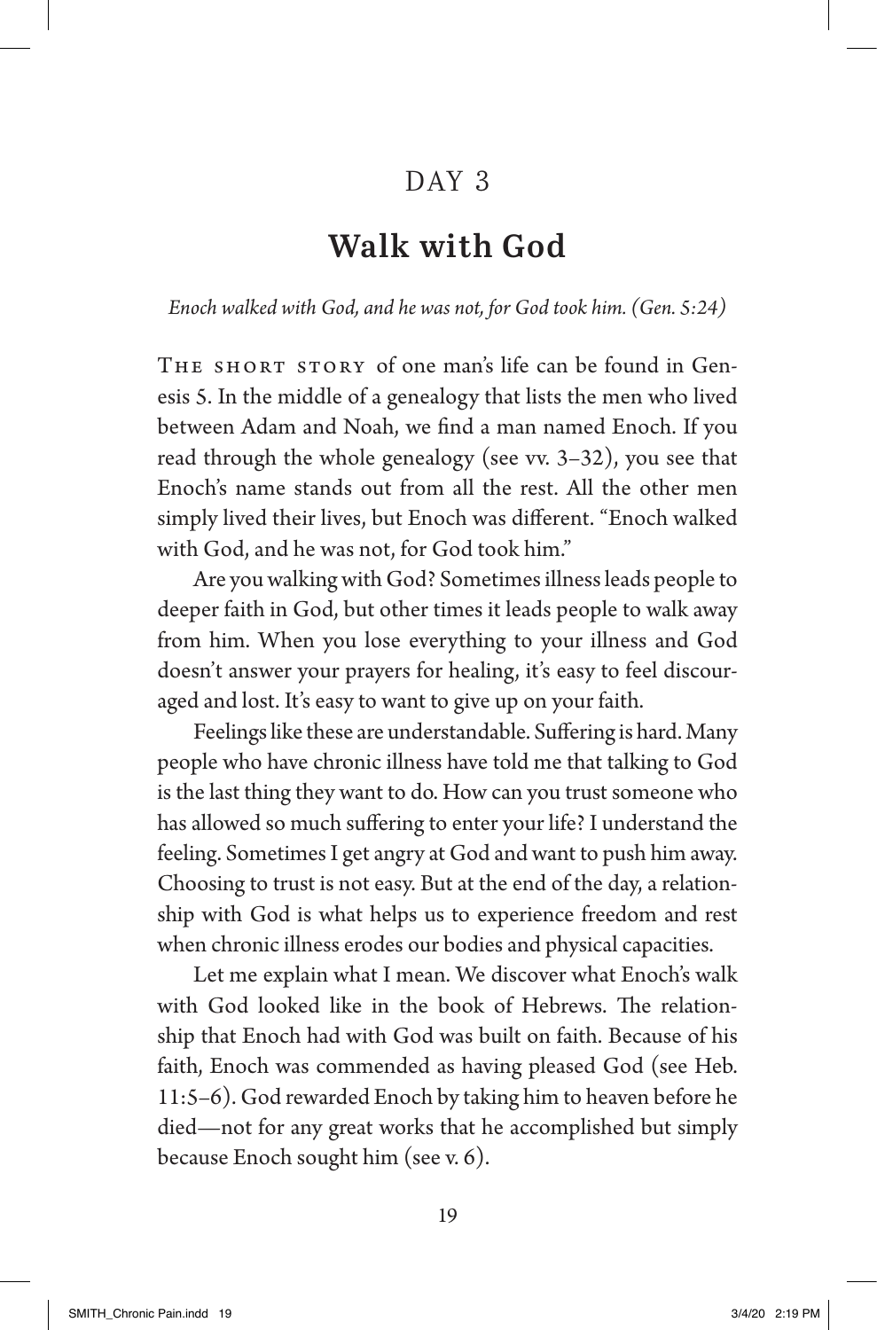# DAY 3

## Walk with God

*Enoch walked with God, and he was not, for God took him. (Gen. 5:24)*

THE SHORT STORY of one man's life can be found in Genesis 5. In the middle of a genealogy that lists the men who lived between Adam and Noah, we find a man named Enoch. If you read through the whole genealogy (see vv. 3–32), you see that Enoch's name stands out from all the rest. All the other men simply lived their lives, but Enoch was different. "Enoch walked with God, and he was not, for God took him."

Are you walking with God? Sometimes illness leads people to deeper faith in God, but other times it leads people to walk away from him. When you lose everything to your illness and God doesn't answer your prayers for healing, it's easy to feel discouraged and lost. It's easy to want to give up on your faith.

Feelings like these are understandable. Suffering is hard. Many people who have chronic illness have told me that talking to God is the last thing they want to do. How can you trust someone who has allowed so much suffering to enter your life? I understand the feeling. Sometimes I get angry at God and want to push him away. Choosing to trust is not easy. But at the end of the day, a relationship with God is what helps us to experience freedom and rest when chronic illness erodes our bodies and physical capacities.

Let me explain what I mean. We discover what Enoch's walk with God looked like in the book of Hebrews. The relationship that Enoch had with God was built on faith. Because of his faith, Enoch was commended as having pleased God (see Heb. 11:5–6). God rewarded Enoch by taking him to heaven before he died—not for any great works that he accomplished but simply because Enoch sought him (see v. 6).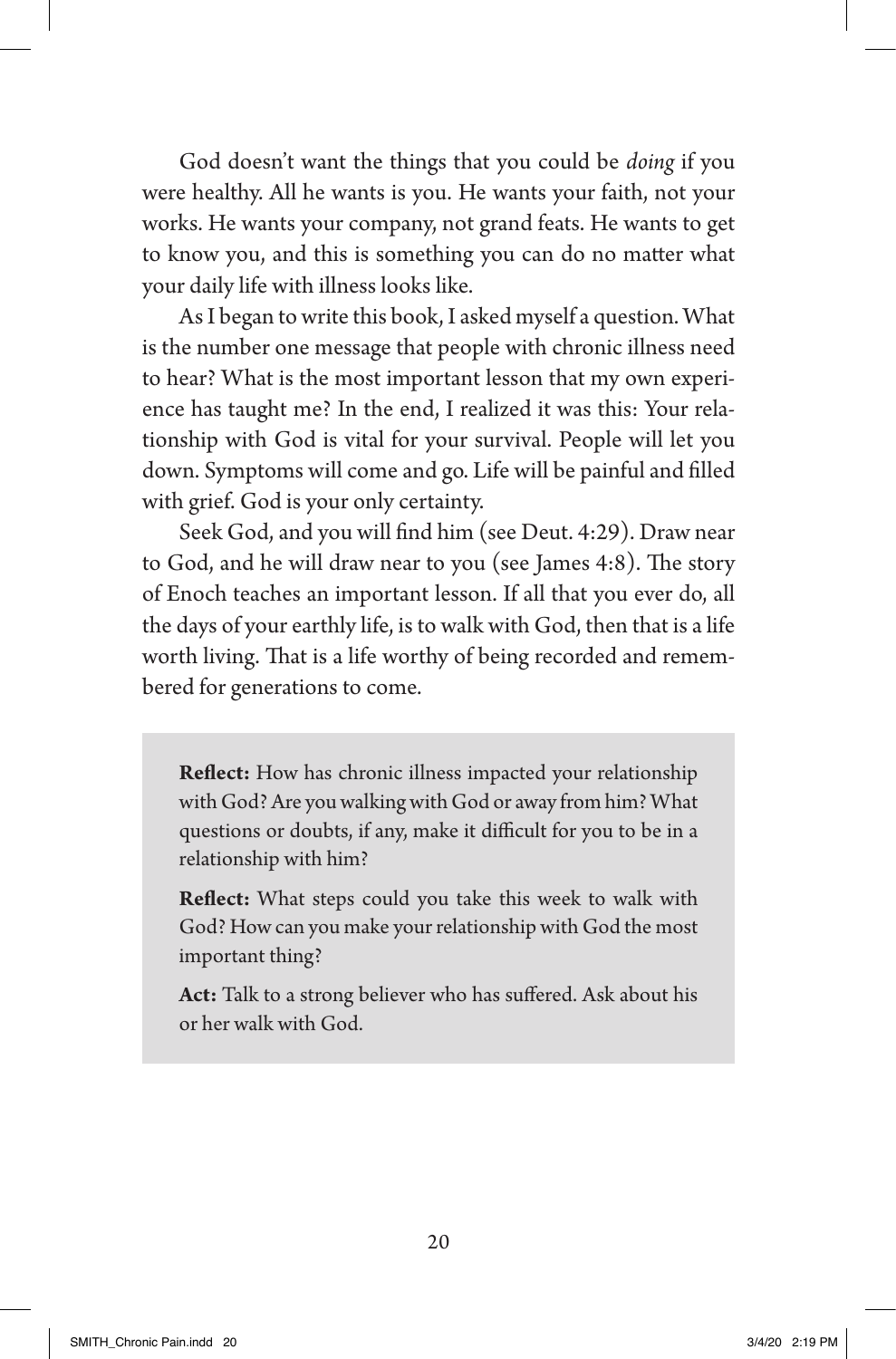God doesn't want the things that you could be *doing* if you were healthy. All he wants is you. He wants your faith, not your works. He wants your company, not grand feats. He wants to get to know you, and this is something you can do no matter what your daily life with illness looks like.

As I began to write this book, I asked myself a question. What is the number one message that people with chronic illness need to hear? What is the most important lesson that my own experience has taught me? In the end, I realized it was this: Your relationship with God is vital for your survival. People will let you down. Symptoms will come and go. Life will be painful and filled with grief. God is your only certainty.

Seek God, and you will find him (see Deut. 4:29). Draw near to God, and he will draw near to you (see James 4:8). The story of Enoch teaches an important lesson. If all that you ever do, all the days of your earthly life, is to walk with God, then that is a life worth living. That is a life worthy of being recorded and remembered for generations to come.

**Reflect:** How has chronic illness impacted your relationship with God? Are you walking with God or away from him? What questions or doubts, if any, make it difficult for you to be in a relationship with him?

**Reflect:** What steps could you take this week to walk with God? How can you make your relationship with God the most important thing?

**Act:** Talk to a strong believer who has suffered. Ask about his or her walk with God.